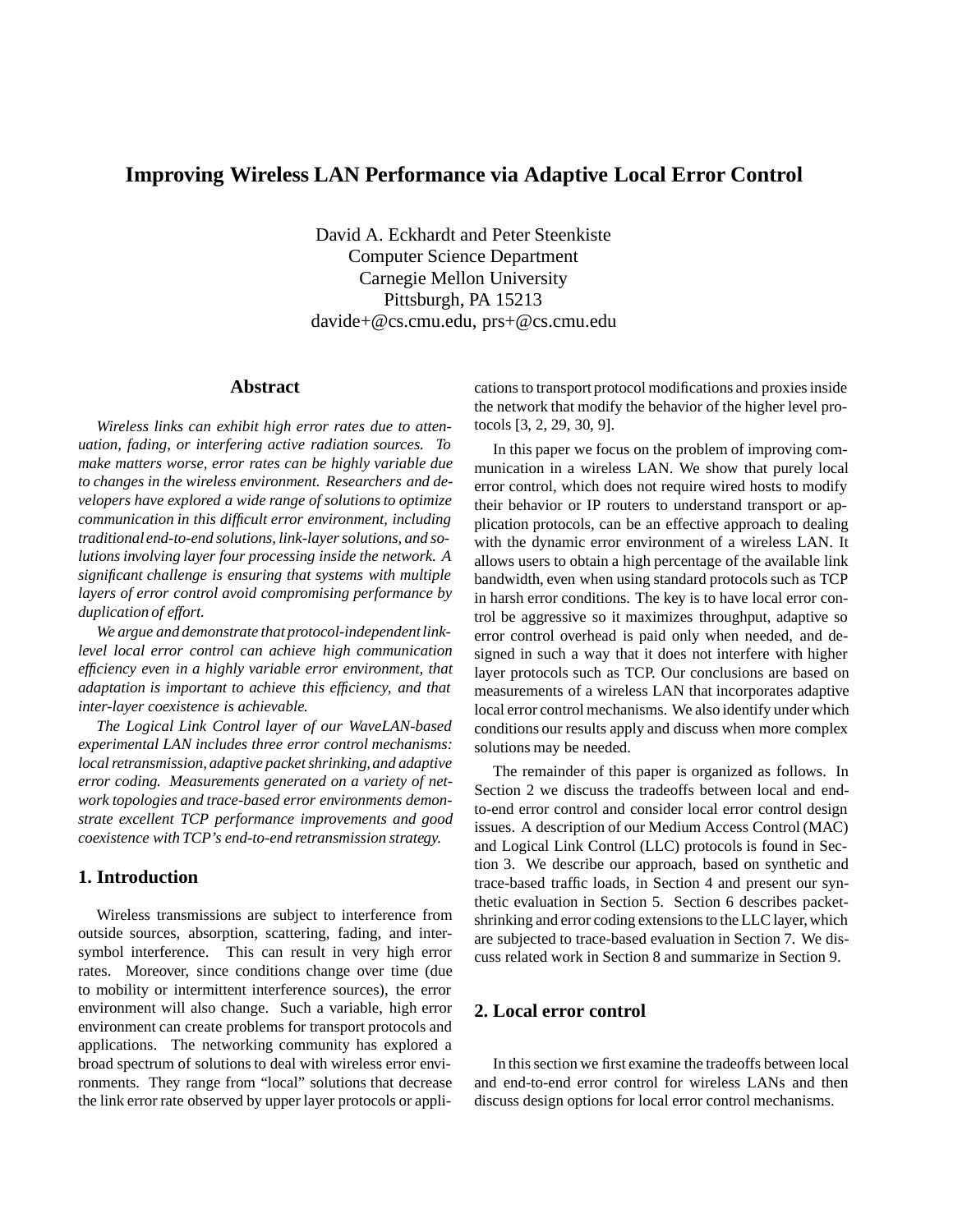# Improving Wireless LAN Performance via Adaptive Local Error Control

David A. Eckhardt and Peter Steenkiste
Computer Science Department
Carnegie Mellon University
Pittsburgh, PA 15213
davide+@cs.cmu.edu, prs+@cs.cmu.edu

## Abstract

*Wireless links can exhibit high error rates due to attenuation, fading, or interfering active radiation sources. To make matters worse, error rates can be highly variable due to changes in the wireless environment. Researchers and developers have explored a wide range of solutions to optimize communication in this difficult error environment, including traditional end-to-end solutions, link-layer solutions, and solutions involving layer four processing inside the network. A significant challenge is ensuring that systems with multiple layers of error control avoid compromising performance by duplication of effort.*

*We argue and demonstrate that protocol-independent link-level local error control can achieve high communication efficiency even in a highly variable error environment, that adaptation is important to achieve this efficiency, and that inter-layer coexistence is achievable.*

*The Logical Link Control layer of our WaveLAN-based experimental LAN includes three error control mechanisms: local retransmission, adaptive packet shrinking, and adaptive error coding. Measurements generated on a variety of network topologies and trace-based error environments demonstrate excellent TCP performance improvements and good coexistence with TCP's end-to-end retransmission strategy.*

## 1. Introduction

Wireless transmissions are subject to interference from outside sources, absorption, scattering, fading, and inter-symbol interference. This can result in very high error rates. Moreover, since conditions change over time (due to mobility or intermittent interference sources), the error environment will also change. Such a variable, high error environment can create problems for transport protocols and applications. The networking community has explored a broad spectrum of solutions to deal with wireless error environments. They range from "local" solutions that decrease the link error rate observed by upper layer protocols or applications to transport protocol modifications and proxies inside the network that modify the behavior of the higher level protocols [3, 2, 29, 30, 9].

In this paper we focus on the problem of improving communication in a wireless LAN. We show that purely local error control, which does not require wired hosts to modify their behavior or IP routers to understand transport or application protocols, can be an effective approach to dealing with the dynamic error environment of a wireless LAN. It allows users to obtain a high percentage of the available link bandwidth, even when using standard protocols such as TCP in harsh error conditions. The key is to have local error control be aggressive so it maximizes throughput, adaptive so error control overhead is paid only when needed, and designed in such a way that it does not interfere with higher layer protocols such as TCP. Our conclusions are based on measurements of a wireless LAN that incorporates adaptive local error control mechanisms. We also identify under which conditions our results apply and discuss when more complex solutions may be needed.

The remainder of this paper is organized as follows. In Section 2 we discuss the tradeoffs between local and end-to-end error control and consider local error control design issues. A description of our Medium Access Control (MAC) and Logical Link Control (LLC) protocols is found in Section 3. We describe our approach, based on synthetic and trace-based traffic loads, in Section 4 and present our synthetic evaluation in Section 5. Section 6 describes packet-shrinking and error coding extensions to the LLC layer, which are subjected to trace-based evaluation in Section 7. We discuss related work in Section 8 and summarize in Section 9.

## 2. Local error control

In this section we first examine the tradeoffs between local and end-to-end error control for wireless LANs and then discuss design options for local error control mechanisms.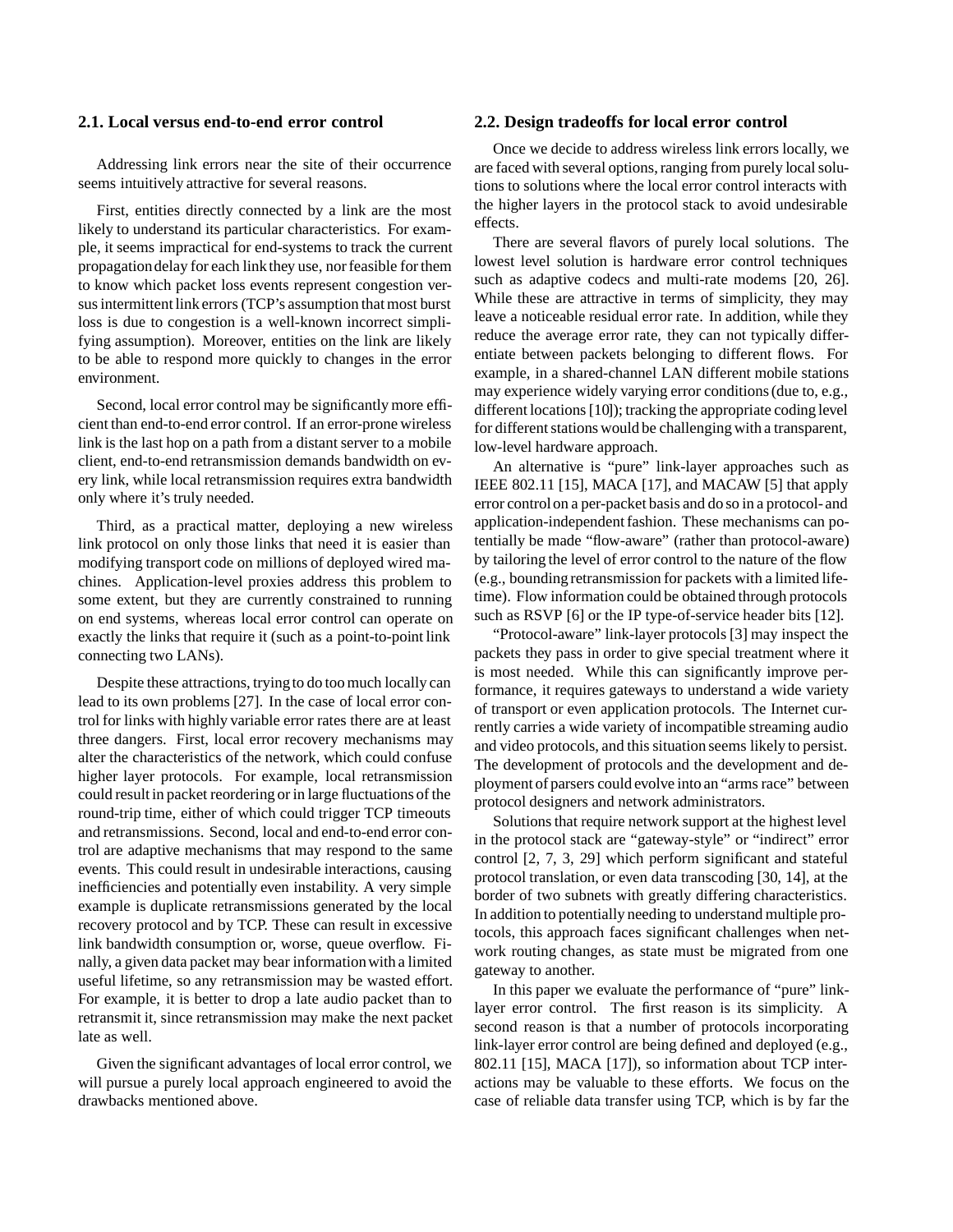### 2.1. Local versus end-to-end error control

Addressing link errors near the site of their occurrence seems intuitively attractive for several reasons.

First, entities directly connected by a link are the most likely to understand its particular characteristics. For example, it seems impractical for end-systems to track the current propagation delay for each link they use, nor feasible for them to know which packet loss events represent congestion versus intermittent link errors (TCP's assumption that most burst loss is due to congestion is a well-known incorrect simplifying assumption). Moreover, entities on the link are likely to be able to respond more quickly to changes in the error environment.

Second, local error control may be significantly more efficient than end-to-end error control. If an error-prone wireless link is the last hop on a path from a distant server to a mobile client, end-to-end retransmission demands bandwidth on every link, while local retransmission requires extra bandwidth only where it's truly needed.

Third, as a practical matter, deploying a new wireless link protocol on only those links that need it is easier than modifying transport code on millions of deployed wired machines. Application-level proxies address this problem to some extent, but they are currently constrained to running on end systems, whereas local error control can operate on exactly the links that require it (such as a point-to-point link connecting two LANs).

Despite these attractions, trying to do too much locally can lead to its own problems [27]. In the case of local error control for links with highly variable error rates there are at least three dangers. First, local error recovery mechanisms may alter the characteristics of the network, which could confuse higher layer protocols. For example, local retransmission could result in packet reordering or in large fluctuations of the round-trip time, either of which could trigger TCP timeouts and retransmissions. Second, local and end-to-end error control are adaptive mechanisms that may respond to the same events. This could result in undesirable interactions, causing inefficiencies and potentially even instability. A very simple example is duplicate retransmissions generated by the local recovery protocol and by TCP. These can result in excessive link bandwidth consumption or, worse, queue overflow. Finally, a given data packet may bear information with a limited useful lifetime, so any retransmission may be wasted effort. For example, it is better to drop a late audio packet than to retransmit it, since retransmission may make the next packet late as well.

Given the significant advantages of local error control, we will pursue a purely local approach engineered to avoid the drawbacks mentioned above.

### 2.2. Design tradeoffs for local error control

Once we decide to address wireless link errors locally, we are faced with several options, ranging from purely local solutions to solutions where the local error control interacts with the higher layers in the protocol stack to avoid undesirable effects.

There are several flavors of purely local solutions. The lowest level solution is hardware error control techniques such as adaptive codecs and multi-rate modems [20, 26]. While these are attractive in terms of simplicity, they may leave a noticeable residual error rate. In addition, while they reduce the average error rate, they can not typically differentiate between packets belonging to different flows. For example, in a shared-channel LAN different mobile stations may experience widely varying error conditions (due to, e.g., different locations [10]); tracking the appropriate coding level for different stations would be challenging with a transparent, low-level hardware approach.

An alternative is "pure" link-layer approaches such as IEEE 802.11 [15], MACA [17], and MACAW [5] that apply error control on a per-packet basis and do so in a protocol- and application-independent fashion. These mechanisms can potentially be made "flow-aware" (rather than protocol-aware) by tailoring the level of error control to the nature of the flow (e.g., bounding retransmission for packets with a limited lifetime). Flow information could be obtained through protocols such as RSVP [6] or the IP type-of-service header bits [12].

"Protocol-aware" link-layer protocols [3] may inspect the packets they pass in order to give special treatment where it is most needed. While this can significantly improve performance, it requires gateways to understand a wide variety of transport or even application protocols. The Internet currently carries a wide variety of incompatible streaming audio and video protocols, and this situation seems likely to persist. The development of protocols and the development and deployment of parsers could evolve into an "arms race" between protocol designers and network administrators.

Solutions that require network support at the highest level in the protocol stack are "gateway-style" or "indirect" error control [2, 7, 3, 29] which perform significant and stateful protocol translation, or even data transcoding [30, 14], at the border of two subnets with greatly differing characteristics. In addition to potentially needing to understand multiple protocols, this approach faces significant challenges when network routing changes, as state must be migrated from one gateway to another.

In this paper we evaluate the performance of "pure" link-layer error control. The first reason is its simplicity. A second reason is that a number of protocols incorporating link-layer error control are being defined and deployed (e.g., 802.11 [15], MACA [17]), so information about TCP interactions may be valuable to these efforts. We focus on the case of reliable data transfer using TCP, which is by far the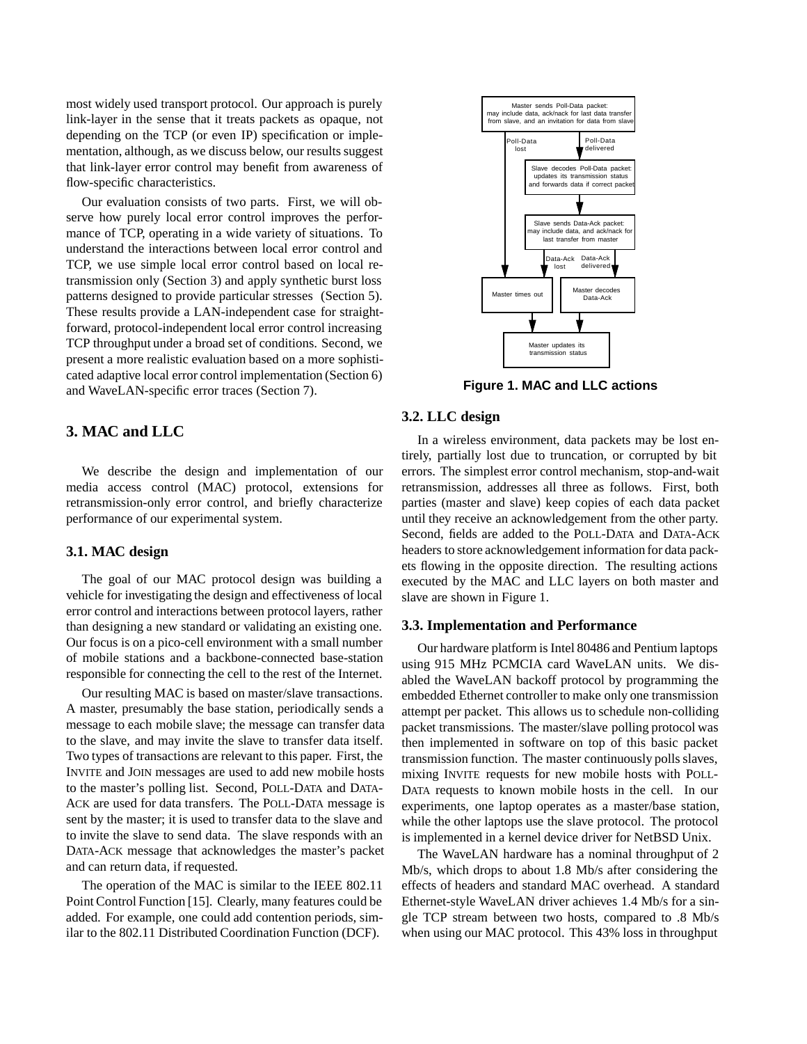most widely used transport protocol. Our approach is purely link-layer in the sense that it treats packets as opaque, not depending on the TCP (or even IP) specification or implementation, although, as we discuss below, our results suggest that link-layer error control may benefit from awareness of flow-specific characteristics.

Our evaluation consists of two parts. First, we will observe how purely local error control improves the performance of TCP, operating in a wide variety of situations. To understand the interactions between local error control and TCP, we use simple local error control based on local retransmission only (Section 3) and apply synthetic burst loss patterns designed to provide particular stresses (Section 5). These results provide a LAN-independent case for straightforward, protocol-independent local error control increasing TCP throughput under a broad set of conditions. Second, we present a more realistic evaluation based on a more sophisticated adaptive local error control implementation (Section 6) and WaveLAN-specific error traces (Section 7).

## 3. MAC and LLC

We describe the design and implementation of our media access control (MAC) protocol, extensions for retransmission-only error control, and briefly characterize performance of our experimental system.

### 3.1. MAC design

The goal of our MAC protocol design was building a vehicle for investigating the design and effectiveness of local error control and interactions between protocol layers, rather than designing a new standard or validating an existing one. Our focus is on a pico-cell environment with a small number of mobile stations and a backbone-connected base-station responsible for connecting the cell to the rest of the Internet.

Our resulting MAC is based on master/slave transactions. A master, presumably the base station, periodically sends a message to each mobile slave; the message can transfer data to the slave, and may invite the slave to transfer data itself. Two types of transactions are relevant to this paper. First, the INVITE and JOIN messages are used to add new mobile hosts to the master's polling list. Second, POLL-DATA and DATA-ACK are used for data transfers. The POLL-DATA message is sent by the master; it is used to transfer data to the slave and to invite the slave to send data. The slave responds with an DATA-ACK message that acknowledges the master's packet and can return data, if requested.

The operation of the MAC is similar to the IEEE 802.11 Point Control Function [15]. Clearly, many features could be added. For example, one could add contention periods, similar to the 802.11 Distributed Coordination Function (DCF).

Master sends Poll-Data packet: may include data, ack/nack for last data transfer from slave, and an invitation for data from slave

Poll-Data lost | Poll-Data delivered

Slave decodes Poll-Data packet: updates its transmission status and forwards data if correct packet

Slave sends Data-Ack packet: may include data, and ack/nack for last transfer from master

Data-Ack lost | Data-Ack delivered

Master times out | Master decodes Data-Ack

Master updates its transmission status

**Figure 1. MAC and LLC actions**

### 3.2. LLC design

In a wireless environment, data packets may be lost entirely, partially lost due to truncation, or corrupted by bit errors. The simplest error control mechanism, stop-and-wait retransmission, addresses all three as follows. First, both parties (master and slave) keep copies of each data packet until they receive an acknowledgement from the other party. Second, fields are added to the POLL-DATA and DATA-ACK headers to store acknowledgement information for data packets flowing in the opposite direction. The resulting actions executed by the MAC and LLC layers on both master and slave are shown in Figure 1.

### 3.3. Implementation and Performance

Our hardware platform is Intel 80486 and Pentium laptops using 915 MHz PCMCIA card WaveLAN units. We disabled the WaveLAN backoff protocol by programming the embedded Ethernet controller to make only one transmission attempt per packet. This allows us to schedule non-colliding packet transmissions. The master/slave polling protocol was then implemented in software on top of this basic packet transmission function. The master continuously polls slaves, mixing INVITE requests for new mobile hosts with POLL-DATA requests to known mobile hosts in the cell. In our experiments, one laptop operates as a master/base station, while the other laptops use the slave protocol. The protocol is implemented in a kernel device driver for NetBSD Unix.

The WaveLAN hardware has a nominal throughput of 2 Mb/s, which drops to about 1.8 Mb/s after considering the effects of headers and standard MAC overhead. A standard Ethernet-style WaveLAN driver achieves 1.4 Mb/s for a single TCP stream between two hosts, compared to .8 Mb/s when using our MAC protocol. This 43% loss in throughput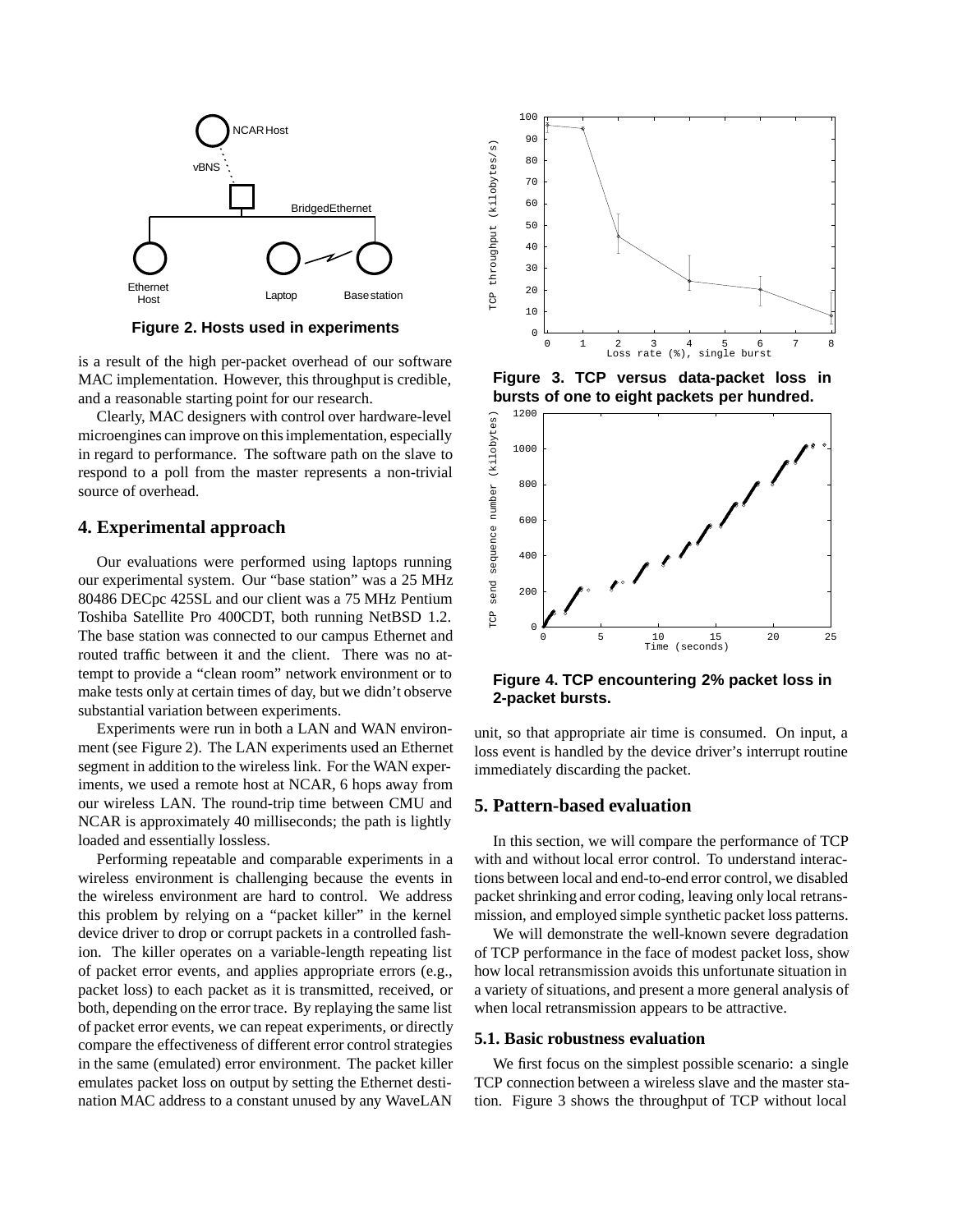**Figure 2. Hosts used in experiments**

is a result of the high per-packet overhead of our software MAC implementation. However, this throughput is credible, and a reasonable starting point for our research.

Clearly, MAC designers with control over hardware-level microengines can improve on this implementation, especially in regard to performance. The software path on the slave to respond to a poll from the master represents a non-trivial source of overhead.

## 4. Experimental approach

Our evaluations were performed using laptops running our experimental system. Our "base station" was a 25 MHz 80486 DECpc 425SL and our client was a 75 MHz Pentium Toshiba Satellite Pro 400CDT, both running NetBSD 1.2. The base station was connected to our campus Ethernet and routed traffic between it and the client. There was no attempt to provide a "clean room" network environment or to make tests only at certain times of day, but we didn't observe substantial variation between experiments.

Experiments were run in both a LAN and WAN environment (see Figure 2). The LAN experiments used an Ethernet segment in addition to the wireless link. For the WAN experiments, we used a remote host at NCAR, 6 hops away from our wireless LAN. The round-trip time between CMU and NCAR is approximately 40 milliseconds; the path is lightly loaded and essentially lossless.

Performing repeatable and comparable experiments in a wireless environment is challenging because the events in the wireless environment are hard to control. We address this problem by relying on a "packet killer" in the kernel device driver to drop or corrupt packets in a controlled fashion. The killer operates on a variable-length repeating list of packet error events, and applies appropriate errors (e.g., packet loss) to each packet as it is transmitted, received, or both, depending on the error trace. By replaying the same list of packet error events, we can repeat experiments, or directly compare the effectiveness of different error control strategies in the same (emulated) error environment. The packet killer emulates packet loss on output by setting the Ethernet destination MAC address to a constant unused by any WaveLAN unit, so that appropriate air time is consumed. On input, a loss event is handled by the device driver's interrupt routine immediately discarding the packet.

**Figure 3. TCP versus data-packet loss in bursts of one to eight packets per hundred.**

**Figure 4. TCP encountering 2% packet loss in 2-packet bursts.**

## 5. Pattern-based evaluation

In this section, we will compare the performance of TCP with and without local error control. To understand interactions between local and end-to-end error control, we disabled packet shrinking and error coding, leaving only local retransmission, and employed simple synthetic packet loss patterns.

We will demonstrate the well-known severe degradation of TCP performance in the face of modest packet loss, show how local retransmission avoids this unfortunate situation in a variety of situations, and present a more general analysis of when local retransmission appears to be attractive.

### 5.1. Basic robustness evaluation

We first focus on the simplest possible scenario: a single TCP connection between a wireless slave and the master station. Figure 3 shows the throughput of TCP without local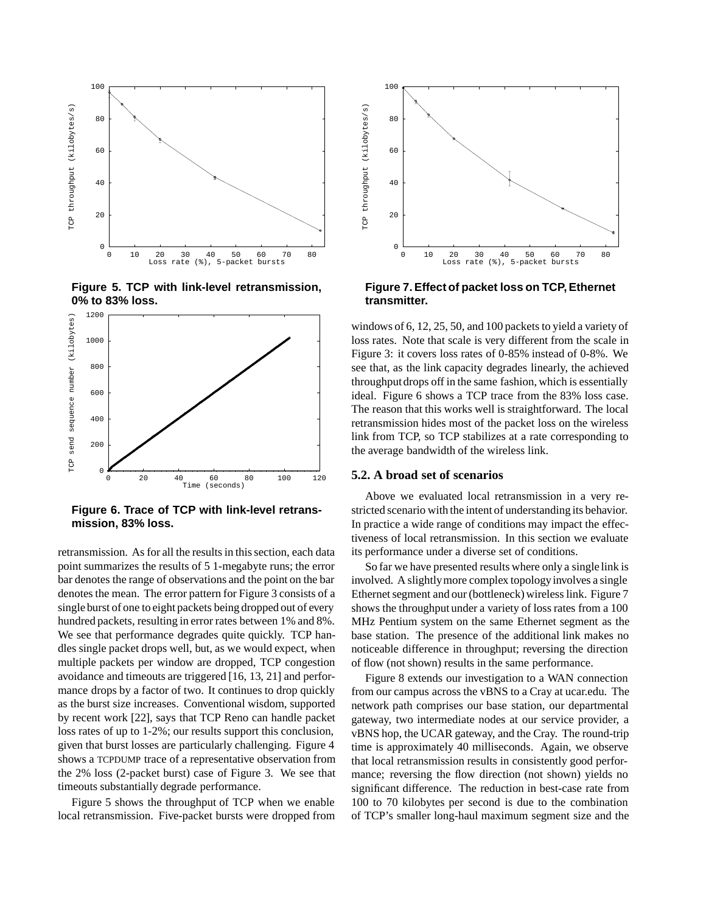**Figure 5. TCP with link-level retransmission, 0% to 83% loss.**

**Figure 6. Trace of TCP with link-level retransmission, 83% loss.**

retransmission. As for all the results in this section, each data point summarizes the results of 5 1-megabyte runs; the error bar denotes the range of observations and the point on the bar denotes the mean. The error pattern for Figure 3 consists of a single burst of one to eight packets being dropped out of every hundred packets, resulting in error rates between 1% and 8%. We see that performance degrades quite quickly. TCP handles single packet drops well, but, as we would expect, when multiple packets per window are dropped, TCP congestion avoidance and timeouts are triggered [16, 13, 21] and performance drops by a factor of two. It continues to drop quickly as the burst size increases. Conventional wisdom, supported by recent work [22], says that TCP Reno can handle packet loss rates of up to 1-2%; our results support this conclusion, given that burst losses are particularly challenging. Figure 4 shows a TCPDUMP trace of a representative observation from the 2% loss (2-packet burst) case of Figure 3. We see that timeouts substantially degrade performance.

Figure 5 shows the throughput of TCP when we enable local retransmission. Five-packet bursts were dropped from windows of 6, 12, 25, 50, and 100 packets to yield a variety of loss rates. Note that scale is very different from the scale in Figure 3: it covers loss rates of 0-85% instead of 0-8%. We see that, as the link capacity degrades linearly, the achieved throughput drops off in the same fashion, which is essentially ideal. Figure 6 shows a TCP trace from the 83% loss case. The reason that this works well is straightforward. The local retransmission hides most of the packet loss on the wireless link from TCP, so TCP stabilizes at a rate corresponding to the average bandwidth of the wireless link.

**Figure 7. Effect of packet loss on TCP, Ethernet transmitter.**

### 5.2. A broad set of scenarios

Above we evaluated local retransmission in a very restricted scenario with the intent of understanding its behavior. In practice a wide range of conditions may impact the effectiveness of local retransmission. In this section we evaluate its performance under a diverse set of conditions.

So far we have presented results where only a single link is involved. A slightly more complex topology involves a single Ethernet segment and our (bottleneck) wireless link. Figure 7 shows the throughput under a variety of loss rates from a 100 MHz Pentium system on the same Ethernet segment as the base station. The presence of the additional link makes no noticeable difference in throughput; reversing the direction of flow (not shown) results in the same performance.

Figure 8 extends our investigation to a WAN connection from our campus across the vBNS to a Cray at ucar.edu. The network path comprises our base station, our departmental gateway, two intermediate nodes at our service provider, a vBNS hop, the UCAR gateway, and the Cray. The round-trip time is approximately 40 milliseconds. Again, we observe that local retransmission results in consistently good performance; reversing the flow direction (not shown) yields no significant difference. The reduction in best-case rate from 100 to 70 kilobytes per second is due to the combination of TCP's smaller long-haul maximum segment size and the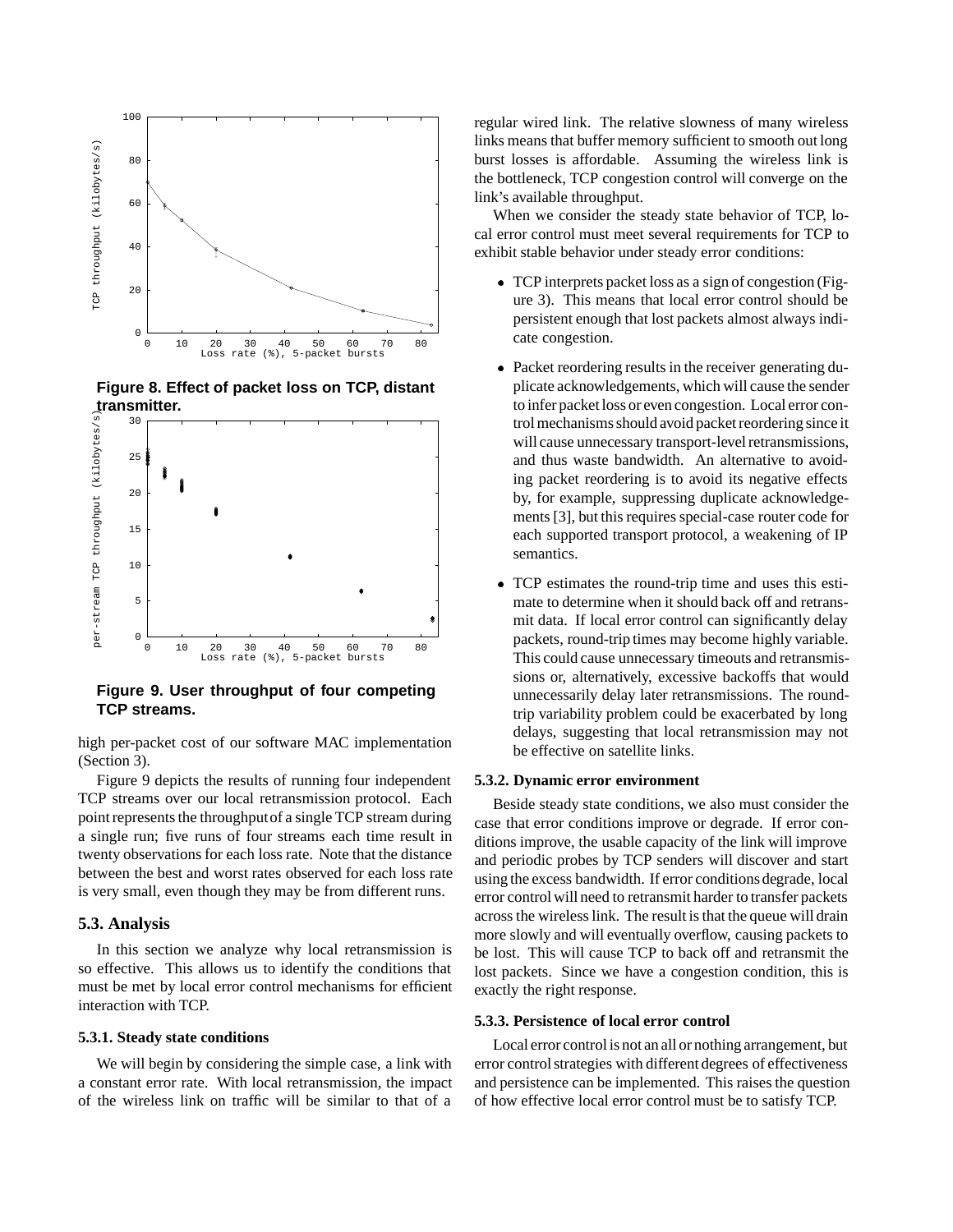Figure 8. Effect of packet loss on TCP, distant transmitter.

Figure 9. User throughput of four competing TCP streams.

high per-packet cost of our software MAC implementation (Section 3).

Figure 9 depicts the results of running four independent TCP streams over our local retransmission protocol. Each point represents the throughput of a single TCP stream during a single run; five runs of four streams each time result in twenty observations for each loss rate. Note that the distance between the best and worst rates observed for each loss rate is very small, even though they may be from different runs.

## 5.3. Analysis

In this section we analyze why local retransmission is so effective. This allows us to identify the conditions that must be met by local error control mechanisms for efficient interaction with TCP.

### 5.3.1. Steady state conditions

We will begin by considering the simple case, a link with a constant error rate. With local retransmission, the impact of the wireless link on traffic will be similar to that of a regular wired link. The relative slowness of many wireless links means that buffer memory sufficient to smooth out long burst losses is affordable. Assuming the wireless link is the bottleneck, TCP congestion control will converge on the link's available throughput.

When we consider the steady state behavior of TCP, local error control must meet several requirements for TCP to exhibit stable behavior under steady error conditions:

- TCP interprets packet loss as a sign of congestion (Figure 3). This means that local error control should be persistent enough that lost packets almost always indicate congestion.
- Packet reordering results in the receiver generating duplicate acknowledgements, which will cause the sender to infer packet loss or even congestion. Local error control mechanisms should avoid packet reordering since it will cause unnecessary transport-level retransmissions, and thus waste bandwidth. An alternative to avoiding packet reordering is to avoid its negative effects by, for example, suppressing duplicate acknowledgements [3], but this requires special-case router code for each supported transport protocol, a weakening of IP semantics.
- TCP estimates the round-trip time and uses this estimate to determine when it should back off and retransmit data. If local error control can significantly delay packets, round-trip times may become highly variable. This could cause unnecessary timeouts and retransmissions or, alternatively, excessive backoffs that would unnecessarily delay later retransmissions. The round-trip variability problem could be exacerbated by long delays, suggesting that local retransmission may not be effective on satellite links.

### 5.3.2. Dynamic error environment

Beside steady state conditions, we also must consider the case that error conditions improve or degrade. If error conditions improve, the usable capacity of the link will improve and periodic probes by TCP senders will discover and start using the excess bandwidth. If error conditions degrade, local error control will need to retransmit harder to transfer packets across the wireless link. The result is that the queue will drain more slowly and will eventually overflow, causing packets to be lost. This will cause TCP to back off and retransmit the lost packets. Since we have a congestion condition, this is exactly the right response.

### 5.3.3. Persistence of local error control

Local error control is not an all or nothing arrangement, but error control strategies with different degrees of effectiveness and persistence can be implemented. This raises the question of how effective local error control must be to satisfy TCP.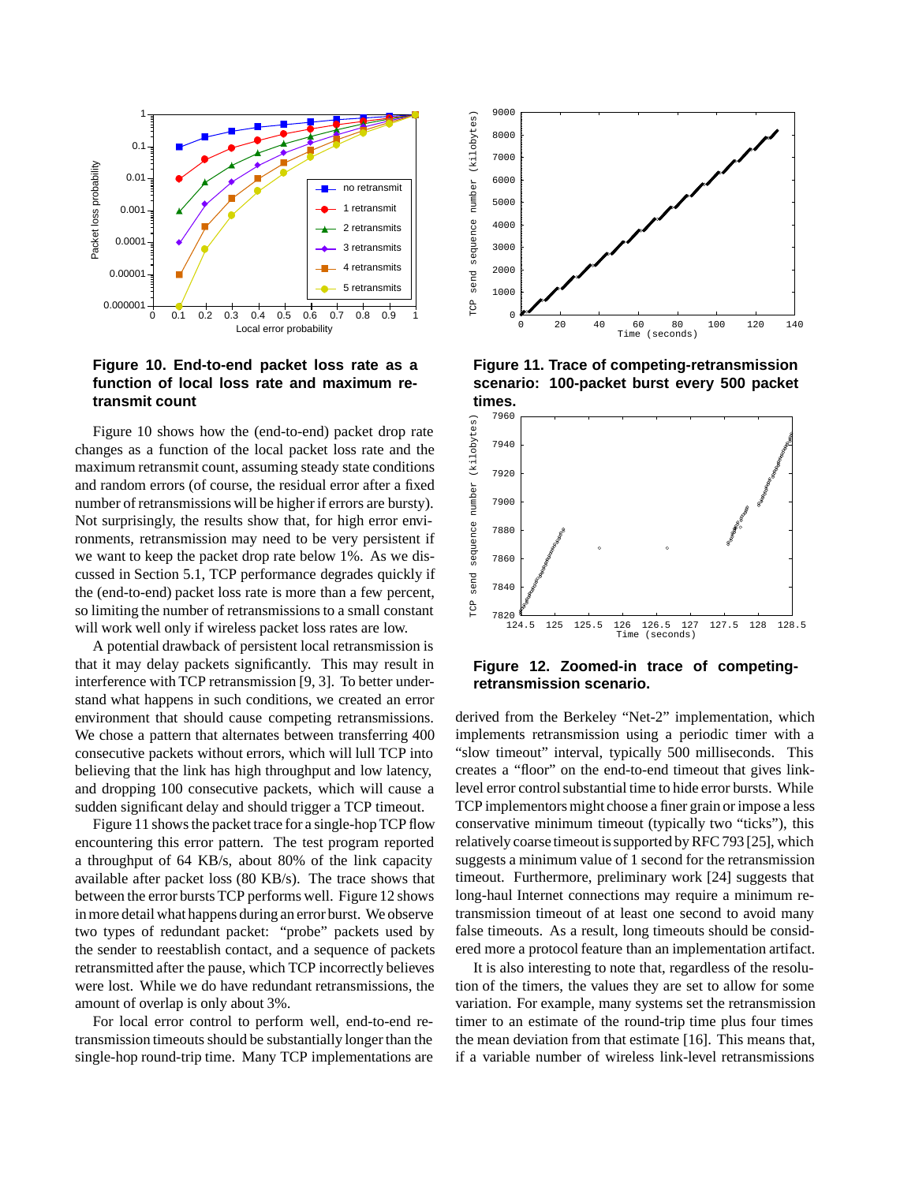**Figure 10. End-to-end packet loss rate as a function of local loss rate and maximum retransmit count**

Figure 10 shows how the (end-to-end) packet drop rate changes as a function of the local packet loss rate and the maximum retransmit count, assuming steady state conditions and random errors (of course, the residual error after a fixed number of retransmissions will be higher if errors are bursty). Not surprisingly, the results show that, for high error environments, retransmission may need to be very persistent if we want to keep the packet drop rate below 1%. As we discussed in Section 5.1, TCP performance degrades quickly if the (end-to-end) packet loss rate is more than a few percent, so limiting the number of retransmissions to a small constant will work well only if wireless packet loss rates are low.

A potential drawback of persistent local retransmission is that it may delay packets significantly. This may result in interference with TCP retransmission [9, 3]. To better understand what happens in such conditions, we created an error environment that should cause competing retransmissions. We chose a pattern that alternates between transferring 400 consecutive packets without errors, which will lull TCP into believing that the link has high throughput and low latency, and dropping 100 consecutive packets, which will cause a sudden significant delay and should trigger a TCP timeout.

Figure 11 shows the packet trace for a single-hop TCP flow encountering this error pattern. The test program reported a throughput of 64 KB/s, about 80% of the link capacity available after packet loss (80 KB/s). The trace shows that between the error bursts TCP performs well. Figure 12 shows in more detail what happens during an error burst. We observe two types of redundant packet: "probe" packets used by the sender to reestablish contact, and a sequence of packets retransmitted after the pause, which TCP incorrectly believes were lost. While we do have redundant retransmissions, the amount of overlap is only about 3%.

For local error control to perform well, end-to-end retransmission timeouts should be substantially longer than the single-hop round-trip time. Many TCP implementations are

**Figure 11. Trace of competing-retransmission scenario: 100-packet burst every 500 packet times.**

**Figure 12. Zoomed-in trace of competing-retransmission scenario.**

derived from the Berkeley "Net-2" implementation, which implements retransmission using a periodic timer with a "slow timeout" interval, typically 500 milliseconds. This creates a "floor" on the end-to-end timeout that gives link-level error control substantial time to hide error bursts. While TCP implementors might choose a finer grain or impose a less conservative minimum timeout (typically two "ticks"), this relatively coarse timeout is supported by RFC 793 [25], which suggests a minimum value of 1 second for the retransmission timeout. Furthermore, preliminary work [24] suggests that long-haul Internet connections may require a minimum retransmission timeout of at least one second to avoid many false timeouts. As a result, long timeouts should be considered more a protocol feature than an implementation artifact.

It is also interesting to note that, regardless of the resolution of the timers, the values they are set to allow for some variation. For example, many systems set the retransmission timer to an estimate of the round-trip time plus four times the mean deviation from that estimate [16]. This means that, if a variable number of wireless link-level retransmissions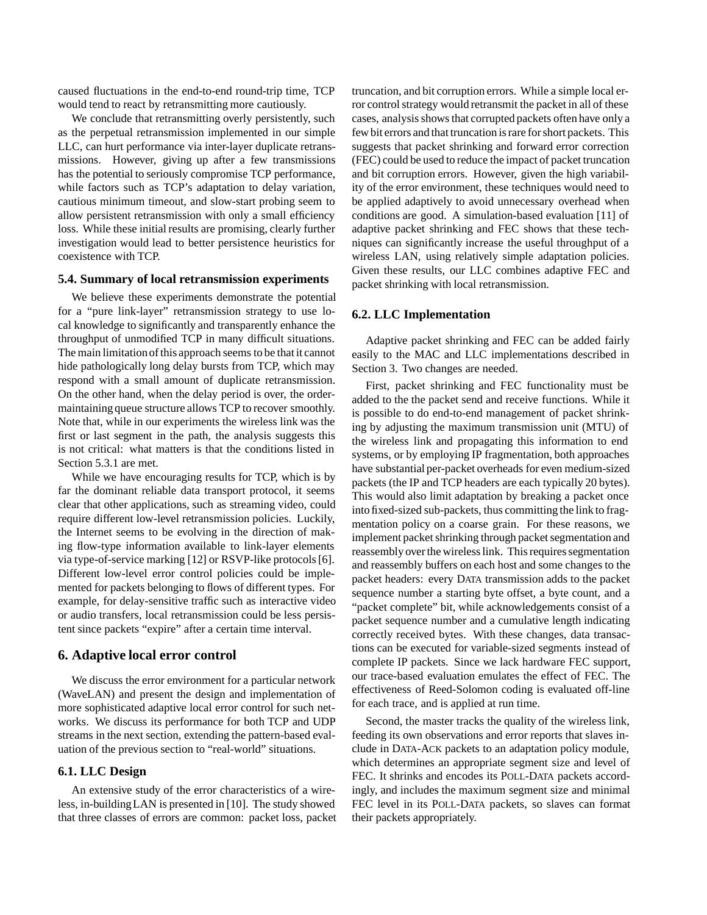caused fluctuations in the end-to-end round-trip time, TCP would tend to react by retransmitting more cautiously.

We conclude that retransmitting overly persistently, such as the perpetual retransmission implemented in our simple LLC, can hurt performance via inter-layer duplicate retransmissions. However, giving up after a few transmissions has the potential to seriously compromise TCP performance, while factors such as TCP's adaptation to delay variation, cautious minimum timeout, and slow-start probing seem to allow persistent retransmission with only a small efficiency loss. While these initial results are promising, clearly further investigation would lead to better persistence heuristics for coexistence with TCP.

### 5.4. Summary of local retransmission experiments

We believe these experiments demonstrate the potential for a "pure link-layer" retransmission strategy to use local knowledge to significantly and transparently enhance the throughput of unmodified TCP in many difficult situations. The main limitation of this approach seems to be that it cannot hide pathologically long delay bursts from TCP, which may respond with a small amount of duplicate retransmission. On the other hand, when the delay period is over, the order-maintaining queue structure allows TCP to recover smoothly. Note that, while in our experiments the wireless link was the first or last segment in the path, the analysis suggests this is not critical: what matters is that the conditions listed in Section 5.3.1 are met.

While we have encouraging results for TCP, which is by far the dominant reliable data transport protocol, it seems clear that other applications, such as streaming video, could require different low-level retransmission policies. Luckily, the Internet seems to be evolving in the direction of making flow-type information available to link-layer elements via type-of-service marking [12] or RSVP-like protocols [6]. Different low-level error control policies could be implemented for packets belonging to flows of different types. For example, for delay-sensitive traffic such as interactive video or audio transfers, local retransmission could be less persistent since packets "expire" after a certain time interval.

## 6. Adaptive local error control

We discuss the error environment for a particular network (WaveLAN) and present the design and implementation of more sophisticated adaptive local error control for such networks. We discuss its performance for both TCP and UDP streams in the next section, extending the pattern-based evaluation of the previous section to "real-world" situations.

### 6.1. LLC Design

An extensive study of the error characteristics of a wireless, in-building LAN is presented in [10]. The study showed that three classes of errors are common: packet loss, packet truncation, and bit corruption errors. While a simple local error control strategy would retransmit the packet in all of these cases, analysis shows that corrupted packets often have only a few bit errors and that truncation is rare for short packets. This suggests that packet shrinking and forward error correction (FEC) could be used to reduce the impact of packet truncation and bit corruption errors. However, given the high variability of the error environment, these techniques would need to be applied adaptively to avoid unnecessary overhead when conditions are good. A simulation-based evaluation [11] of adaptive packet shrinking and FEC shows that these techniques can significantly increase the useful throughput of a wireless LAN, using relatively simple adaptation policies. Given these results, our LLC combines adaptive FEC and packet shrinking with local retransmission.

### 6.2. LLC Implementation

Adaptive packet shrinking and FEC can be added fairly easily to the MAC and LLC implementations described in Section 3. Two changes are needed.

First, packet shrinking and FEC functionality must be added to the the packet send and receive functions. While it is possible to do end-to-end management of packet shrinking by adjusting the maximum transmission unit (MTU) of the wireless link and propagating this information to end systems, or by employing IP fragmentation, both approaches have substantial per-packet overheads for even medium-sized packets (the IP and TCP headers are each typically 20 bytes). This would also limit adaptation by breaking a packet once into fixed-sized sub-packets, thus committing the link to fragmentation policy on a coarse grain. For these reasons, we implement packet shrinking through packet segmentation and reassembly over the wireless link. This requires segmentation and reassembly buffers on each host and some changes to the packet headers: every DATA transmission adds to the packet sequence number a starting byte offset, a byte count, and a "packet complete" bit, while acknowledgements consist of a packet sequence number and a cumulative length indicating correctly received bytes. With these changes, data transactions can be executed for variable-sized segments instead of complete IP packets. Since we lack hardware FEC support, our trace-based evaluation emulates the effect of FEC. The effectiveness of Reed-Solomon coding is evaluated off-line for each trace, and is applied at run time.

Second, the master tracks the quality of the wireless link, feeding its own observations and error reports that slaves include in DATA-ACK packets to an adaptation policy module, which determines an appropriate segment size and level of FEC. It shrinks and encodes its POLL-DATA packets accordingly, and includes the maximum segment size and minimal FEC level in its POLL-DATA packets, so slaves can format their packets appropriately.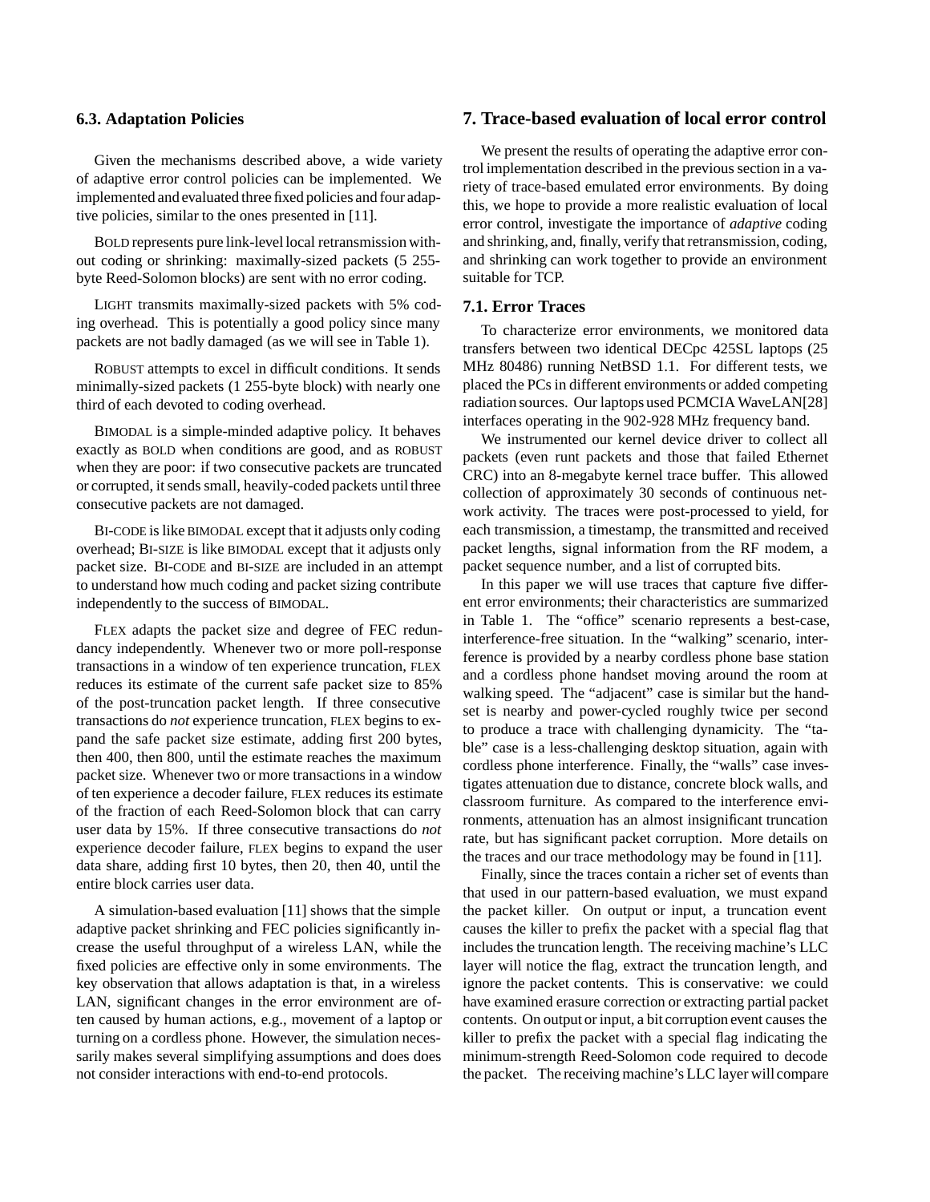### 6.3. Adaptation Policies

Given the mechanisms described above, a wide variety of adaptive error control policies can be implemented. We implemented and evaluated three fixed policies and four adaptive policies, similar to the ones presented in [11].

BOLD represents pure link-level local retransmission without coding or shrinking: maximally-sized packets (5 255-byte Reed-Solomon blocks) are sent with no error coding.

LIGHT transmits maximally-sized packets with 5% coding overhead. This is potentially a good policy since many packets are not badly damaged (as we will see in Table 1).

ROBUST attempts to excel in difficult conditions. It sends minimally-sized packets (1 255-byte block) with nearly one third of each devoted to coding overhead.

BIMODAL is a simple-minded adaptive policy. It behaves exactly as BOLD when conditions are good, and as ROBUST when they are poor: if two consecutive packets are truncated or corrupted, it sends small, heavily-coded packets until three consecutive packets are not damaged.

BI-CODE is like BIMODAL except that it adjusts only coding overhead; BI-SIZE is like BIMODAL except that it adjusts only packet size. BI-CODE and BI-SIZE are included in an attempt to understand how much coding and packet sizing contribute independently to the success of BIMODAL.

FLEX adapts the packet size and degree of FEC redundancy independently. Whenever two or more poll-response transactions in a window of ten experience truncation, FLEX reduces its estimate of the current safe packet size to 85% of the post-truncation packet length. If three consecutive transactions do *not* experience truncation, FLEX begins to expand the safe packet size estimate, adding first 200 bytes, then 400, then 800, until the estimate reaches the maximum packet size. Whenever two or more transactions in a window of ten experience a decoder failure, FLEX reduces its estimate of the fraction of each Reed-Solomon block that can carry user data by 15%. If three consecutive transactions do *not* experience decoder failure, FLEX begins to expand the user data share, adding first 10 bytes, then 20, then 40, until the entire block carries user data.

A simulation-based evaluation [11] shows that the simple adaptive packet shrinking and FEC policies significantly increase the useful throughput of a wireless LAN, while the fixed policies are effective only in some environments. The key observation that allows adaptation is that, in a wireless LAN, significant changes in the error environment are often caused by human actions, e.g., movement of a laptop or turning on a cordless phone. However, the simulation necessarily makes several simplifying assumptions and does does not consider interactions with end-to-end protocols.

## 7. Trace-based evaluation of local error control

We present the results of operating the adaptive error control implementation described in the previous section in a variety of trace-based emulated error environments. By doing this, we hope to provide a more realistic evaluation of local error control, investigate the importance of *adaptive* coding and shrinking, and, finally, verify that retransmission, coding, and shrinking can work together to provide an environment suitable for TCP.

### 7.1. Error Traces

To characterize error environments, we monitored data transfers between two identical DECpc 425SL laptops (25 MHz 80486) running NetBSD 1.1. For different tests, we placed the PCs in different environments or added competing radiation sources. Our laptops used PCMCIA WaveLAN[28] interfaces operating in the 902-928 MHz frequency band.

We instrumented our kernel device driver to collect all packets (even runt packets and those that failed Ethernet CRC) into an 8-megabyte kernel trace buffer. This allowed collection of approximately 30 seconds of continuous network activity. The traces were post-processed to yield, for each transmission, a timestamp, the transmitted and received packet lengths, signal information from the RF modem, a packet sequence number, and a list of corrupted bits.

In this paper we will use traces that capture five different error environments; their characteristics are summarized in Table 1. The "office" scenario represents a best-case, interference-free situation. In the "walking" scenario, interference is provided by a nearby cordless phone base station and a cordless phone handset moving around the room at walking speed. The "adjacent" case is similar but the handset is nearby and power-cycled roughly twice per second to produce a trace with challenging dynamicity. The "table" case is a less-challenging desktop situation, again with cordless phone interference. Finally, the "walls" case investigates attenuation due to distance, concrete block walls, and classroom furniture. As compared to the interference environments, attenuation has an almost insignificant truncation rate, but has significant packet corruption. More details on the traces and our trace methodology may be found in [11].

Finally, since the traces contain a richer set of events than that used in our pattern-based evaluation, we must expand the packet killer. On output or input, a truncation event causes the killer to prefix the packet with a special flag that includes the truncation length. The receiving machine's LLC layer will notice the flag, extract the truncation length, and ignore the packet contents. This is conservative: we could have examined erasure correction or extracting partial packet contents. On output or input, a bit corruption event causes the killer to prefix the packet with a special flag indicating the minimum-strength Reed-Solomon code required to decode the packet. The receiving machine's LLC layer will compare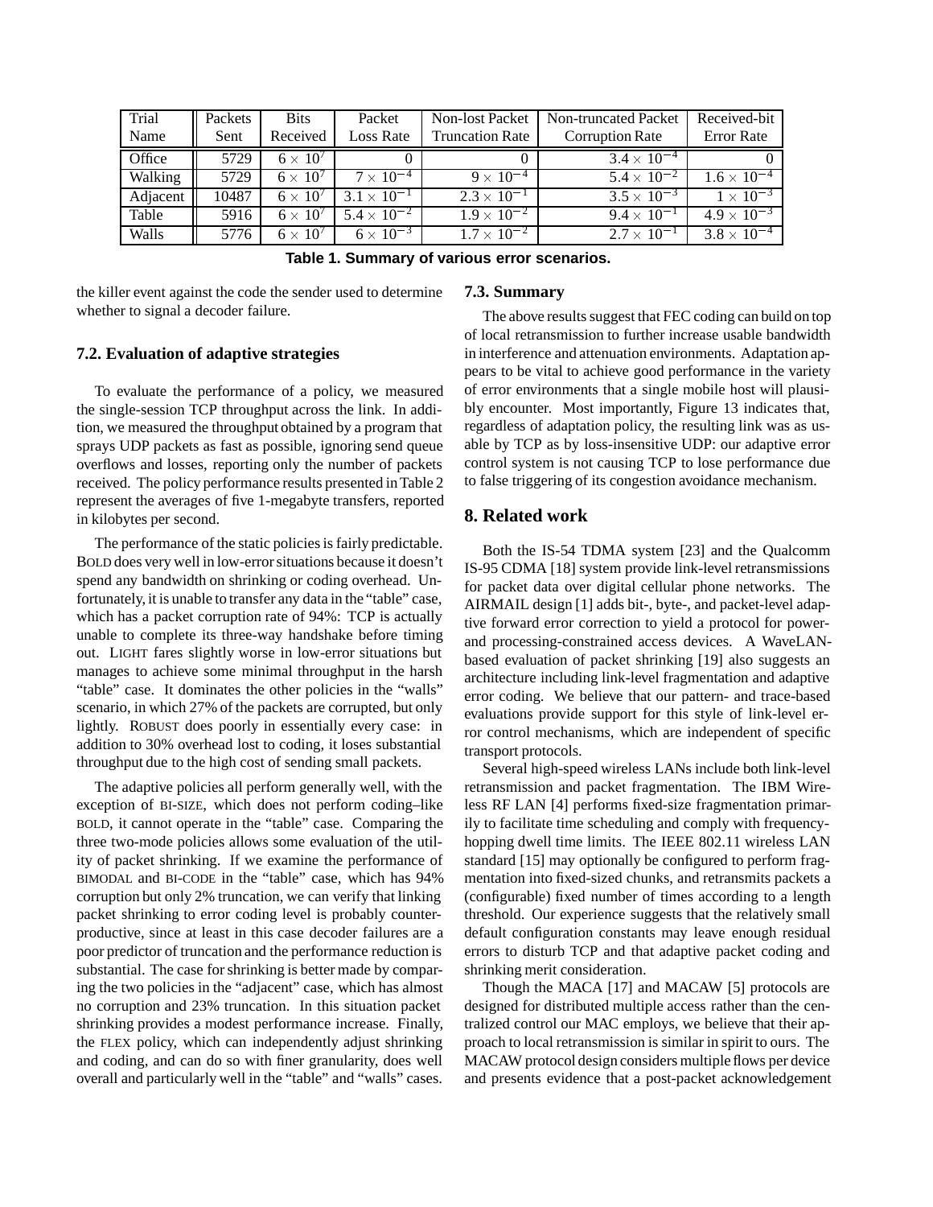| Trial Name | Packets Sent | Bits Received | Packet Loss Rate | Non-lost Packet Truncation Rate | Non-truncated Packet Corruption Rate | Received-bit Error Rate |
|---|---|---|---|---|---|---|
| Office | 5729 | $6 \times 10^7$ | 0 | 0 | $3.4 \times 10^{-4}$ | 0 |
| Walking | 5729 | $6 \times 10^7$ | $7 \times 10^{-4}$ | $9 \times 10^{-4}$ | $5.4 \times 10^{-2}$ | $1.6 \times 10^{-4}$ |
| Adjacent | 10487 | $6 \times 10^7$ | $3.1 \times 10^{-1}$ | $2.3 \times 10^{-1}$ | $3.5 \times 10^{-3}$ | $1 \times 10^{-3}$ |
| Table | 5916 | $6 \times 10^7$ | $5.4 \times 10^{-2}$ | $1.9 \times 10^{-2}$ | $9.4 \times 10^{-1}$ | $4.9 \times 10^{-3}$ |
| Walls | 5776 | $6 \times 10^7$ | $6 \times 10^{-3}$ | $1.7 \times 10^{-2}$ | $2.7 \times 10^{-1}$ | $3.8 \times 10^{-4}$ |

**Table 1. Summary of various error scenarios.**

the killer event against the code the sender used to determine whether to signal a decoder failure.

### 7.2. Evaluation of adaptive strategies

To evaluate the performance of a policy, we measured the single-session TCP throughput across the link. In addition, we measured the throughput obtained by a program that sprays UDP packets as fast as possible, ignoring send queue overflows and losses, reporting only the number of packets received. The policy performance results presented in Table 2 represent the averages of five 1-megabyte transfers, reported in kilobytes per second.

The performance of the static policies is fairly predictable. BOLD does very well in low-error situations because it doesn't spend any bandwidth on shrinking or coding overhead. Unfortunately, it is unable to transfer any data in the "table" case, which has a packet corruption rate of 94%: TCP is actually unable to complete its three-way handshake before timing out. LIGHT fares slightly worse in low-error situations but manages to achieve some minimal throughput in the harsh "table" case. It dominates the other policies in the "walls" scenario, in which 27% of the packets are corrupted, but only lightly. ROBUST does poorly in essentially every case: in addition to 30% overhead lost to coding, it loses substantial throughput due to the high cost of sending small packets.

The adaptive policies all perform generally well, with the exception of BI-SIZE, which does not perform coding–like BOLD, it cannot operate in the "table" case. Comparing the three two-mode policies allows some evaluation of the utility of packet shrinking. If we examine the performance of BIMODAL and BI-CODE in the "table" case, which has 94% corruption but only 2% truncation, we can verify that linking packet shrinking to error coding level is probably counterproductive, since at least in this case decoder failures are a poor predictor of truncation and the performance reduction is substantial. The case for shrinking is better made by comparing the two policies in the "adjacent" case, which has almost no corruption and 23% truncation. In this situation packet shrinking provides a modest performance increase. Finally, the FLEX policy, which can independently adjust shrinking and coding, and can do so with finer granularity, does well overall and particularly well in the "table" and "walls" cases.

### 7.3. Summary

The above results suggest that FEC coding can build on top of local retransmission to further increase usable bandwidth in interference and attenuation environments. Adaptation appears to be vital to achieve good performance in the variety of error environments that a single mobile host will plausibly encounter. Most importantly, Figure 13 indicates that, regardless of adaptation policy, the resulting link was as usable by TCP as by loss-insensitive UDP: our adaptive error control system is not causing TCP to lose performance due to false triggering of its congestion avoidance mechanism.

## 8. Related work

Both the IS-54 TDMA system [23] and the Qualcomm IS-95 CDMA [18] system provide link-level retransmissions for packet data over digital cellular phone networks. The AIRMAIL design [1] adds bit-, byte-, and packet-level adaptive forward error correction to yield a protocol for power- and processing-constrained access devices. A WaveLAN-based evaluation of packet shrinking [19] also suggests an architecture including link-level fragmentation and adaptive error coding. We believe that our pattern- and trace-based evaluations provide support for this style of link-level error control mechanisms, which are independent of specific transport protocols.

Several high-speed wireless LANs include both link-level retransmission and packet fragmentation. The IBM Wireless RF LAN [4] performs fixed-size fragmentation primarily to facilitate time scheduling and comply with frequency-hopping dwell time limits. The IEEE 802.11 wireless LAN standard [15] may optionally be configured to perform fragmentation into fixed-sized chunks, and retransmits packets a (configurable) fixed number of times according to a length threshold. Our experience suggests that the relatively small default configuration constants may leave enough residual errors to disturb TCP and that adaptive packet coding and shrinking merit consideration.

Though the MACA [17] and MACAW [5] protocols are designed for distributed multiple access rather than the centralized control our MAC employs, we believe that their approach to local retransmission is similar in spirit to ours. The MACAW protocol design considers multiple flows per device and presents evidence that a post-packet acknowledgement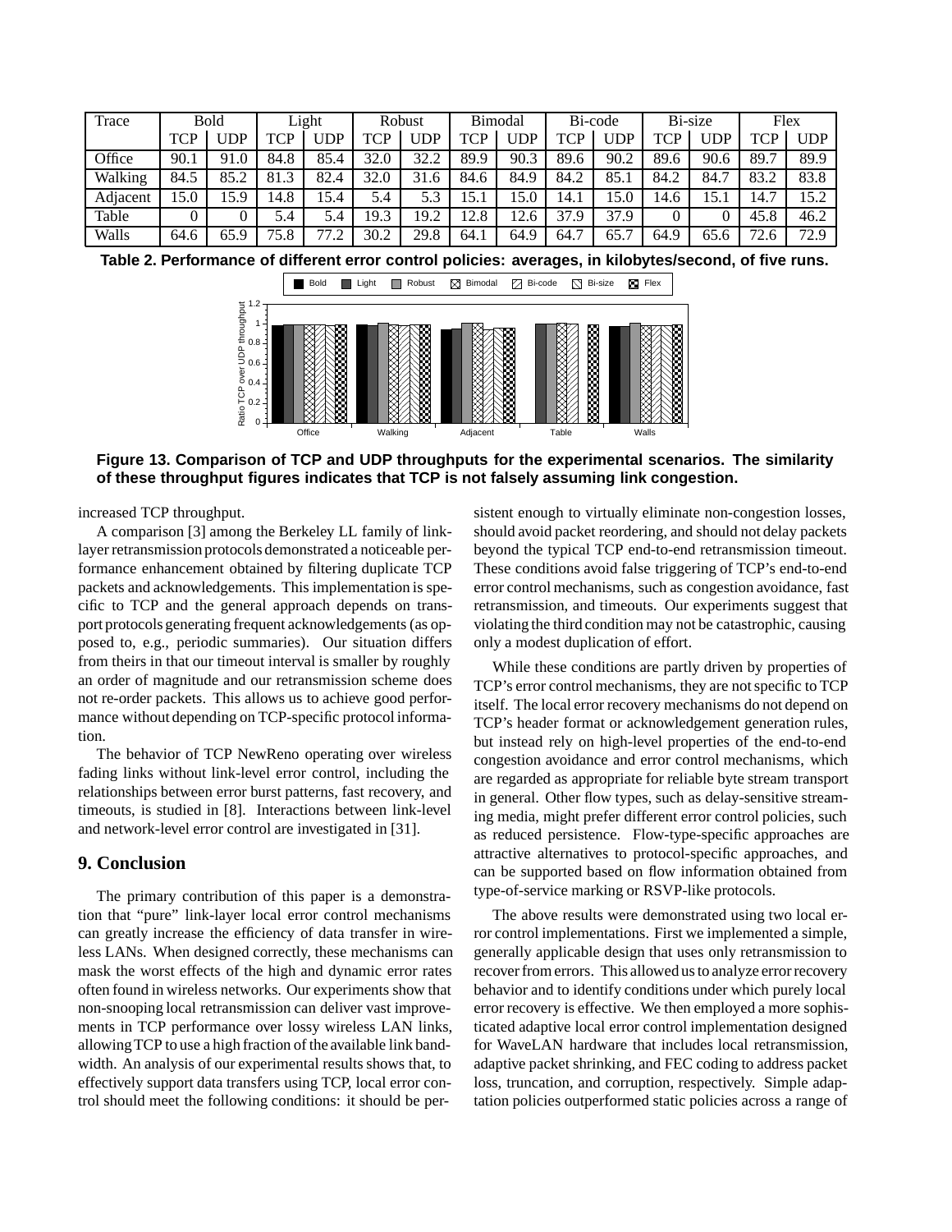| Trace | Bold | | Light | | Robust | | Bimodal | | Bi-code | | Bi-size | | Flex | |
|---|---|---|---|---|---|---|---|---|---|---|---|---|---|---|
| | TCP | UDP | TCP | UDP | TCP | UDP | TCP | UDP | TCP | UDP | TCP | UDP | TCP | UDP |
| Office | 90.1 | 91.0 | 84.8 | 85.4 | 32.0 | 32.2 | 89.9 | 90.3 | 89.6 | 90.2 | 89.6 | 90.6 | 89.7 | 89.9 |
| Walking | 84.5 | 85.2 | 81.3 | 82.4 | 32.0 | 31.6 | 84.6 | 84.9 | 84.2 | 85.1 | 84.2 | 84.7 | 83.2 | 83.8 |
| Adjacent | 15.0 | 15.9 | 14.8 | 15.4 | 5.4 | 5.3 | 15.1 | 15.0 | 14.1 | 15.0 | 14.6 | 15.1 | 14.7 | 15.2 |
| Table | 0 | 0 | 5.4 | 5.4 | 19.3 | 19.2 | 12.8 | 12.6 | 37.9 | 37.9 | 0 | 0 | 45.8 | 46.2 |
| Walls | 64.6 | 65.9 | 75.8 | 77.2 | 30.2 | 29.8 | 64.1 | 64.9 | 64.7 | 65.7 | 64.9 | 65.6 | 72.6 | 72.9 |

**Table 2. Performance of different error control policies: averages, in kilobytes/second, of five runs.**

**Figure 13. Comparison of TCP and UDP throughputs for the experimental scenarios. The similarity of these throughput figures indicates that TCP is not falsely assuming link congestion.**

increased TCP throughput.

A comparison [3] among the Berkeley LL family of link-layer retransmission protocols demonstrated a noticeable performance enhancement obtained by filtering duplicate TCP packets and acknowledgements. This implementation is specific to TCP and the general approach depends on transport protocols generating frequent acknowledgements (as opposed to, e.g., periodic summaries). Our situation differs from theirs in that our timeout interval is smaller by roughly an order of magnitude and our retransmission scheme does not re-order packets. This allows us to achieve good performance without depending on TCP-specific protocol information.

The behavior of TCP NewReno operating over wireless fading links without link-level error control, including the relationships between error burst patterns, fast recovery, and timeouts, is studied in [8]. Interactions between link-level and network-level error control are investigated in [31].

## 9. Conclusion

The primary contribution of this paper is a demonstration that "pure" link-layer local error control mechanisms can greatly increase the efficiency of data transfer in wireless LANs. When designed correctly, these mechanisms can mask the worst effects of the high and dynamic error rates often found in wireless networks. Our experiments show that non-snooping local retransmission can deliver vast improvements in TCP performance over lossy wireless LAN links, allowing TCP to use a high fraction of the available link bandwidth. An analysis of our experimental results shows that, to effectively support data transfers using TCP, local error control should meet the following conditions: it should be persistent enough to virtually eliminate non-congestion losses, should avoid packet reordering, and should not delay packets beyond the typical TCP end-to-end retransmission timeout. These conditions avoid false triggering of TCP's end-to-end error control mechanisms, such as congestion avoidance, fast retransmission, and timeouts. Our experiments suggest that violating the third condition may not be catastrophic, causing only a modest duplication of effort.

While these conditions are partly driven by properties of TCP's error control mechanisms, they are not specific to TCP itself. The local error recovery mechanisms do not depend on TCP's header format or acknowledgement generation rules, but instead rely on high-level properties of the end-to-end congestion avoidance and error control mechanisms, which are regarded as appropriate for reliable byte stream transport in general. Other flow types, such as delay-sensitive streaming media, might prefer different error control policies, such as reduced persistence. Flow-type-specific approaches are attractive alternatives to protocol-specific approaches, and can be supported based on flow information obtained from type-of-service marking or RSVP-like protocols.

The above results were demonstrated using two local error control implementations. First we implemented a simple, generally applicable design that uses only retransmission to recover from errors. This allowed us to analyze error recovery behavior and to identify conditions under which purely local error recovery is effective. We then employed a more sophisticated adaptive local error control implementation designed for WaveLAN hardware that includes local retransmission, adaptive packet shrinking, and FEC coding to address packet loss, truncation, and corruption, respectively. Simple adaptation policies outperformed static policies across a range of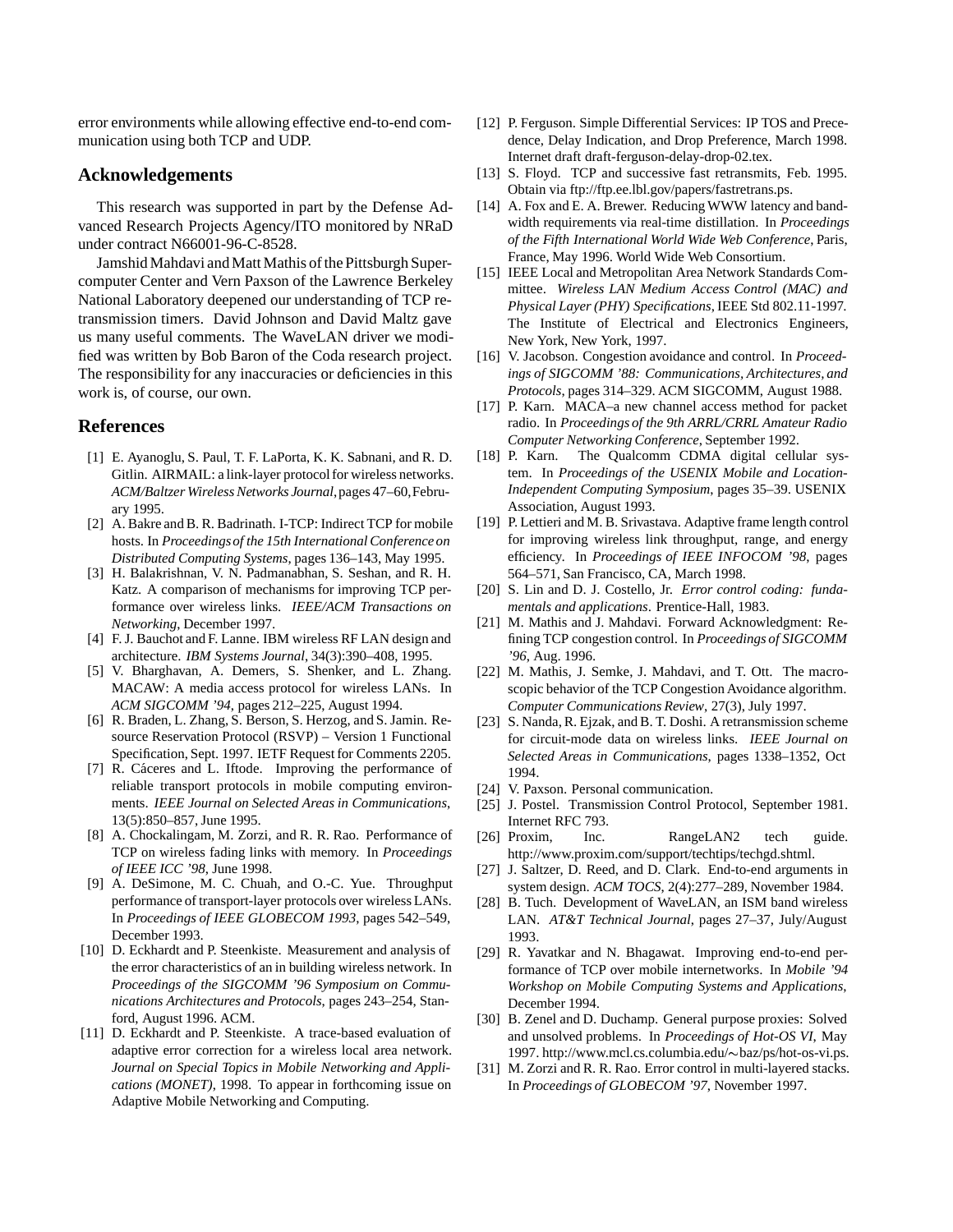error environments while allowing effective end-to-end communication using both TCP and UDP.

## Acknowledgements

This research was supported in part by the Defense Advanced Research Projects Agency/ITO monitored by NRaD under contract N66001-96-C-8528.

Jamshid Mahdavi and Matt Mathis of the Pittsburgh Supercomputer Center and Vern Paxson of the Lawrence Berkeley National Laboratory deepened our understanding of TCP retransmission timers. David Johnson and David Maltz gave us many useful comments. The WaveLAN driver we modified was written by Bob Baron of the Coda research project. The responsibility for any inaccuracies or deficiencies in this work is, of course, our own.

## References

[1] E. Ayanoglu, S. Paul, T. F. LaPorta, K. K. Sabnani, and R. D. Gitlin. AIRMAIL: a link-layer protocol for wireless networks. *ACM/Baltzer Wireless Networks Journal*, pages 47–60, February 1995.

[2] A. Bakre and B. R. Badrinath. I-TCP: Indirect TCP for mobile hosts. In *Proceedings of the 15th International Conference on Distributed Computing Systems*, pages 136–143, May 1995.

[3] H. Balakrishnan, V. N. Padmanabhan, S. Seshan, and R. H. Katz. A comparison of mechanisms for improving TCP performance over wireless links. *IEEE/ACM Transactions on Networking*, December 1997.

[4] F. J. Bauchot and F. Lanne. IBM wireless RF LAN design and architecture. *IBM Systems Journal*, 34(3):390–408, 1995.

[5] V. Bharghavan, A. Demers, S. Shenker, and L. Zhang. MACAW: A media access protocol for wireless LANs. In *ACM SIGCOMM '94*, pages 212–225, August 1994.

[6] R. Braden, L. Zhang, S. Berson, S. Herzog, and S. Jamin. Resource Reservation Protocol (RSVP) – Version 1 Functional Specification, Sept. 1997. IETF Request for Comments 2205.

[7] R. Cáceres and L. Iftode. Improving the performance of reliable transport protocols in mobile computing environments. *IEEE Journal on Selected Areas in Communications*, 13(5):850–857, June 1995.

[8] A. Chockalingam, M. Zorzi, and R. R. Rao. Performance of TCP on wireless fading links with memory. In *Proceedings of IEEE ICC '98*, June 1998.

[9] A. DeSimone, M. C. Chuah, and O.-C. Yue. Throughput performance of transport-layer protocols over wireless LANs. In *Proceedings of IEEE GLOBECOM 1993*, pages 542–549, December 1993.

[10] D. Eckhardt and P. Steenkiste. Measurement and analysis of the error characteristics of an in building wireless network. In *Proceedings of the SIGCOMM '96 Symposium on Communications Architectures and Protocols*, pages 243–254, Stanford, August 1996. ACM.

[11] D. Eckhardt and P. Steenkiste. A trace-based evaluation of adaptive error correction for a wireless local area network. *Journal on Special Topics in Mobile Networking and Applications (MONET)*, 1998. To appear in forthcoming issue on Adaptive Mobile Networking and Computing.

[12] P. Ferguson. Simple Differential Services: IP TOS and Precedence, Delay Indication, and Drop Preference, March 1998. Internet draft draft-ferguson-delay-drop-02.tex.

[13] S. Floyd. TCP and successive fast retransmits, Feb. 1995. Obtain via ftp://ftp.ee.lbl.gov/papers/fastretrans.ps.

[14] A. Fox and E. A. Brewer. Reducing WWW latency and bandwidth requirements via real-time distillation. In *Proceedings of the Fifth International World Wide Web Conference*, Paris, France, May 1996. World Wide Web Consortium.

[15] IEEE Local and Metropolitan Area Network Standards Committee. *Wireless LAN Medium Access Control (MAC) and Physical Layer (PHY) Specifications*, IEEE Std 802.11-1997. The Institute of Electrical and Electronics Engineers, New York, New York, 1997.

[16] V. Jacobson. Congestion avoidance and control. In *Proceedings of SIGCOMM '88: Communications, Architectures, and Protocols*, pages 314–329. ACM SIGCOMM, August 1988.

[17] P. Karn. MACA–a new channel access method for packet radio. In *Proceedings of the 9th ARRL/CRRL Amateur Radio Computer Networking Conference*, September 1992.

[18] P. Karn. The Qualcomm CDMA digital cellular system. In *Proceedings of the USENIX Mobile and Location-Independent Computing Symposium*, pages 35–39. USENIX Association, August 1993.

[19] P. Lettieri and M. B. Srivastava. Adaptive frame length control for improving wireless link throughput, range, and energy efficiency. In *Proceedings of IEEE INFOCOM '98*, pages 564–571, San Francisco, CA, March 1998.

[20] S. Lin and D. J. Costello, Jr. *Error control coding: fundamentals and applications*. Prentice-Hall, 1983.

[21] M. Mathis and J. Mahdavi. Forward Acknowledgment: Refining TCP congestion control. In *Proceedings of SIGCOMM '96*, Aug. 1996.

[22] M. Mathis, J. Semke, J. Mahdavi, and T. Ott. The macroscopic behavior of the TCP Congestion Avoidance algorithm. *Computer Communications Review*, 27(3), July 1997.

[23] S. Nanda, R. Ejzak, and B. T. Doshi. A retransmission scheme for circuit-mode data on wireless links. *IEEE Journal on Selected Areas in Communications*, pages 1338–1352, Oct 1994.

[24] V. Paxson. Personal communication.

[25] J. Postel. Transmission Control Protocol, September 1981. Internet RFC 793.

[26] Proxim, Inc. RangeLAN2 tech guide. http://www.proxim.com/support/techtips/techgd.shtml.

[27] J. Saltzer, D. Reed, and D. Clark. End-to-end arguments in system design. *ACM TOCS*, 2(4):277–289, November 1984.

[28] B. Tuch. Development of WaveLAN, an ISM band wireless LAN. *AT&T Technical Journal*, pages 27–37, July/August 1993.

[29] R. Yavatkar and N. Bhagawat. Improving end-to-end performance of TCP over mobile internetworks. In *Mobile '94 Workshop on Mobile Computing Systems and Applications*, December 1994.

[30] B. Zenel and D. Duchamp. General purpose proxies: Solved and unsolved problems. In *Proceedings of Hot-OS VI*, May 1997. http://www.mcl.cs.columbia.edu/~baz/ps/hot-os-vi.ps.

[31] M. Zorzi and R. R. Rao. Error control in multi-layered stacks. In *Proceedings of GLOBECOM '97*, November 1997.